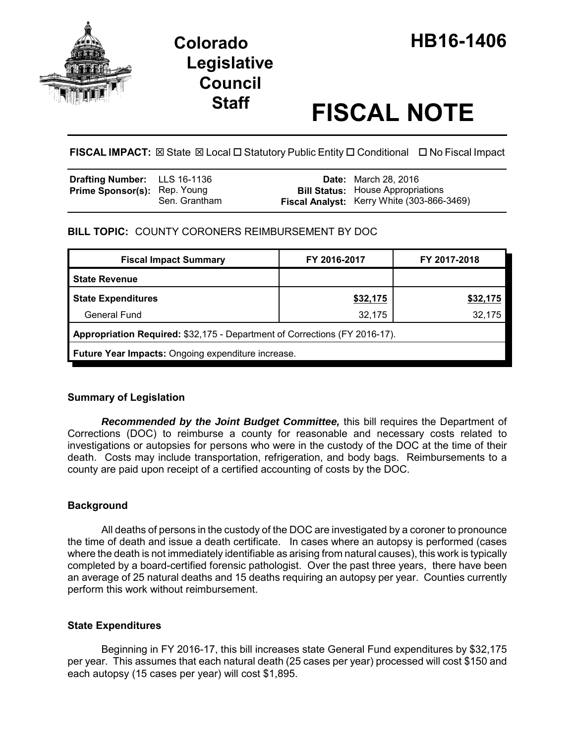# Colorado Legislative Council Staff

# HB16-1406

# FISCAL NOTE

**FISCAL IMPACT:** ☒ State ☒ Local ☐ Statutory Public Entity ☐ Conditional ☐ No Fiscal Impact

| | | | |
|---|---|---|---|
| **Drafting Number:** | LLS 16-1136 | **Date:** | March 28, 2016 |
| **Prime Sponsor(s):** | Rep. Young<br>Sen. Grantham | **Bill Status:** | House Appropriations |
| | | **Fiscal Analyst:** | Kerry White (303-866-3469) |

**BILL TOPIC:** COUNTY CORONERS REIMBURSEMENT BY DOC

| Fiscal Impact Summary | FY 2016-2017 | FY 2017-2018 |
|---|---|---|
| **State Revenue** | | |
| **State Expenditures** | **$32,175** | **$32,175** |
| General Fund | 32,175 | 32,175 |
| **Appropriation Required:** $32,175 - Department of Corrections (FY 2016-17). | | |
| **Future Year Impacts:** Ongoing expenditure increase. | | |

### Summary of Legislation

***Recommended by the Joint Budget Committee,*** this bill requires the Department of Corrections (DOC) to reimburse a county for reasonable and necessary costs related to investigations or autopsies for persons who were in the custody of the DOC at the time of their death. Costs may include transportation, refrigeration, and body bags. Reimbursements to a county are paid upon receipt of a certified accounting of costs by the DOC.

### Background

All deaths of persons in the custody of the DOC are investigated by a coroner to pronounce the time of death and issue a death certificate. In cases where an autopsy is performed (cases where the death is not immediately identifiable as arising from natural causes), this work is typically completed by a board-certified forensic pathologist. Over the past three years, there have been an average of 25 natural deaths and 15 deaths requiring an autopsy per year. Counties currently perform this work without reimbursement.

### State Expenditures

Beginning in FY 2016-17, this bill increases state General Fund expenditures by $32,175 per year. This assumes that each natural death (25 cases per year) processed will cost $150 and each autopsy (15 cases per year) will cost $1,895.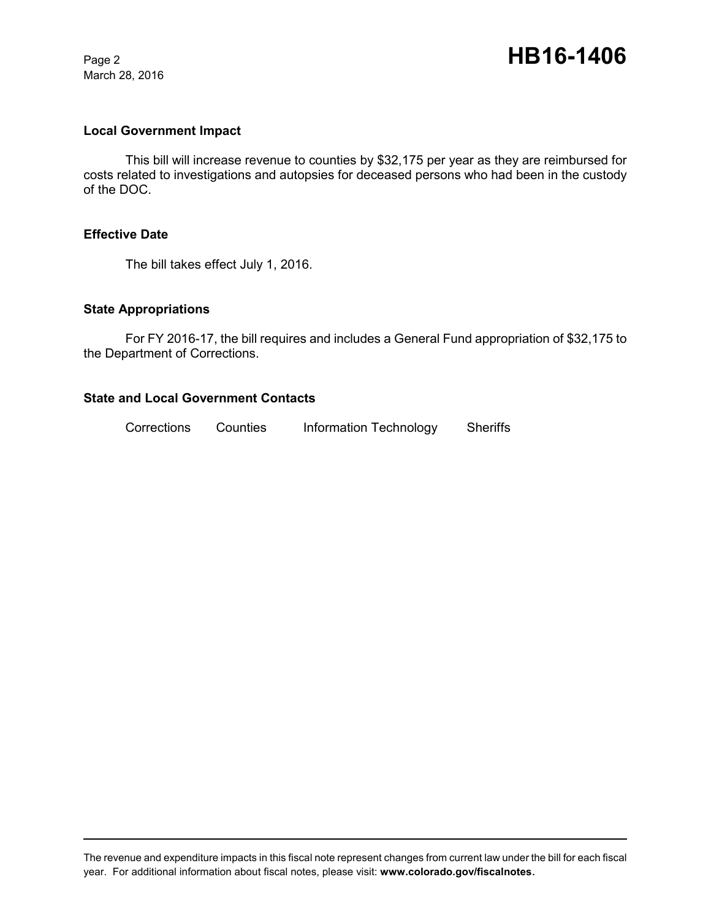### Local Government Impact

This bill will increase revenue to counties by $32,175 per year as they are reimbursed for costs related to investigations and autopsies for deceased persons who had been in the custody of the DOC.

### Effective Date

The bill takes effect July 1, 2016.

### State Appropriations

For FY 2016-17, the bill requires and includes a General Fund appropriation of $32,175 to the Department of Corrections.

### State and Local Government Contacts

Corrections    Counties    Information Technology    Sheriffs

The revenue and expenditure impacts in this fiscal note represent changes from current law under the bill for each fiscal year. For additional information about fiscal notes, please visit: **www.colorado.gov/fiscalnotes.**